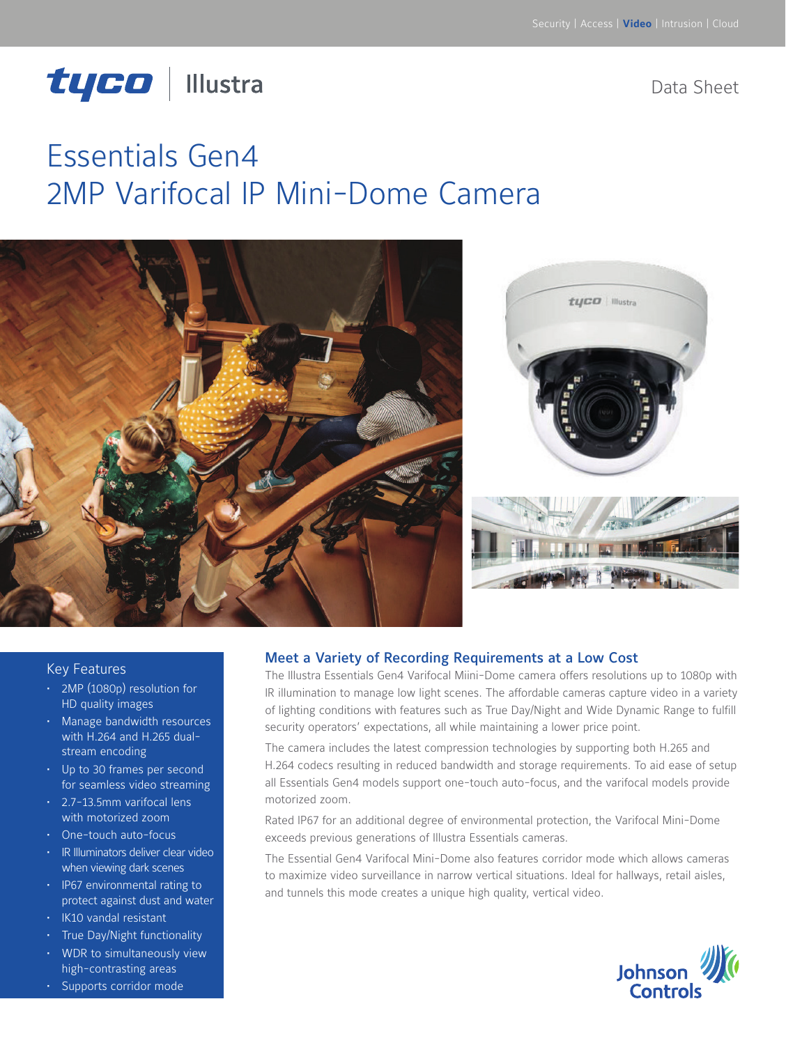Security | Access | **Video** | Intrusion | Cloud

tyco | Illustra

Data Sheet

# Essentials Gen4 2MP Varifocal IP Mini-Dome Camera

## Key Features

- 2MP (1080p) resolution for HD quality images
- Manage bandwidth resources with H.264 and H.265 dual-stream encoding
- Up to 30 frames per second for seamless video streaming
- 2.7-13.5mm varifocal lens with motorized zoom
- One-touch auto-focus
- IR Illuminators deliver clear video when viewing dark scenes
- IP67 environmental rating to protect against dust and water
- IK10 vandal resistant
- True Day/Night functionality
- WDR to simultaneously view high-contrasting areas
- Supports corridor mode

## Meet a Variety of Recording Requirements at a Low Cost

The Illustra Essentials Gen4 Varifocal Miini-Dome camera offers resolutions up to 1080p with IR illumination to manage low light scenes. The affordable cameras capture video in a variety of lighting conditions with features such as True Day/Night and Wide Dynamic Range to fulfill security operators' expectations, all while maintaining a lower price point.

The camera includes the latest compression technologies by supporting both H.265 and H.264 codecs resulting in reduced bandwidth and storage requirements. To aid ease of setup all Essentials Gen4 models support one-touch auto-focus, and the varifocal models provide motorized zoom.

Rated IP67 for an additional degree of environmental protection, the Varifocal Mini-Dome exceeds previous generations of Illustra Essentials cameras.

The Essential Gen4 Varifocal Mini-Dome also features corridor mode which allows cameras to maximize video surveillance in narrow vertical situations. Ideal for hallways, retail aisles, and tunnels this mode creates a unique high quality, vertical video.

Johnson Controls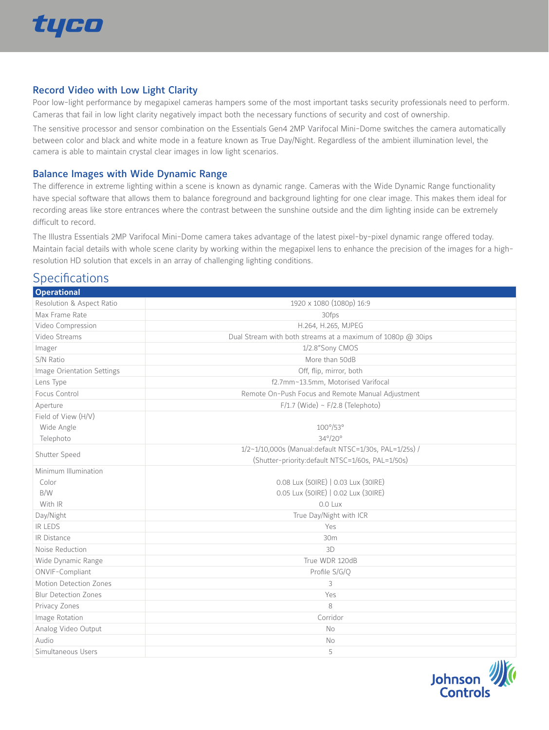## Record Video with Low Light Clarity

Poor low-light performance by megapixel cameras hampers some of the most important tasks security professionals need to perform. Cameras that fail in low light clarity negatively impact both the necessary functions of security and cost of ownership.

The sensitive processor and sensor combination on the Essentials Gen4 2MP Varifocal Mini-Dome switches the camera automatically between color and black and white mode in a feature known as True Day/Night. Regardless of the ambient illumination level, the camera is able to maintain crystal clear images in low light scenarios.

## Balance Images with Wide Dynamic Range

The difference in extreme lighting within a scene is known as dynamic range. Cameras with the Wide Dynamic Range functionality have special software that allows them to balance foreground and background lighting for one clear image. This makes them ideal for recording areas like store entrances where the contrast between the sunshine outside and the dim lighting inside can be extremely difficult to record.

The Illustra Essentials 2MP Varifocal Mini-Dome camera takes advantage of the latest pixel-by-pixel dynamic range offered today. Maintain facial details with whole scene clarity by working within the megapixel lens to enhance the precision of the images for a high-resolution HD solution that excels in an array of challenging lighting conditions.

# Specifications

| **Operational** | |
|---|---|
| Resolution & Aspect Ratio | 1920 x 1080 (1080p) 16:9 |
| Max Frame Rate | 30fps |
| Video Compression | H.264, H.265, MJPEG |
| Video Streams | Dual Stream with both streams at a maximum of 1080p @ 30ips |
| Imager | 1/2.8"Sony CMOS |
| S/N Ratio | More than 50dB |
| Image Orientation Settings | Off, flip, mirror, both |
| Lens Type | f2.7mm~13.5mm, Motorised Varifocal |
| Focus Control | Remote On-Push Focus and Remote Manual Adjustment |
| Aperture | F/1.7 (Wide) ~ F/2.8 (Telephoto) |
| Field of View (H/V) | |
| Wide Angle | 100°/53° |
| Telephoto | 34°/20° |
| Shutter Speed | 1/2~1/10,000s (Manual:default NTSC=1/30s, PAL=1/25s) / (Shutter-priority:default NTSC=1/60s, PAL=1/50s) |
| Minimum Illumination | |
| Color | 0.08 Lux (50IRE) \| 0.03 Lux (30IRE) |
| B/W | 0.05 Lux (50IRE) \| 0.02 Lux (30IRE) |
| With IR | 0.0 Lux |
| Day/Night | True Day/Night with ICR |
| IR LEDS | Yes |
| IR Distance | 30m |
| Noise Reduction | 3D |
| Wide Dynamic Range | True WDR 120dB |
| ONVIF-Compliant | Profile S/G/Q |
| Motion Detection Zones | 3 |
| Blur Detection Zones | Yes |
| Privacy Zones | 8 |
| Image Rotation | Corridor |
| Analog Video Output | No |
| Audio | No |
| Simultaneous Users | 5 |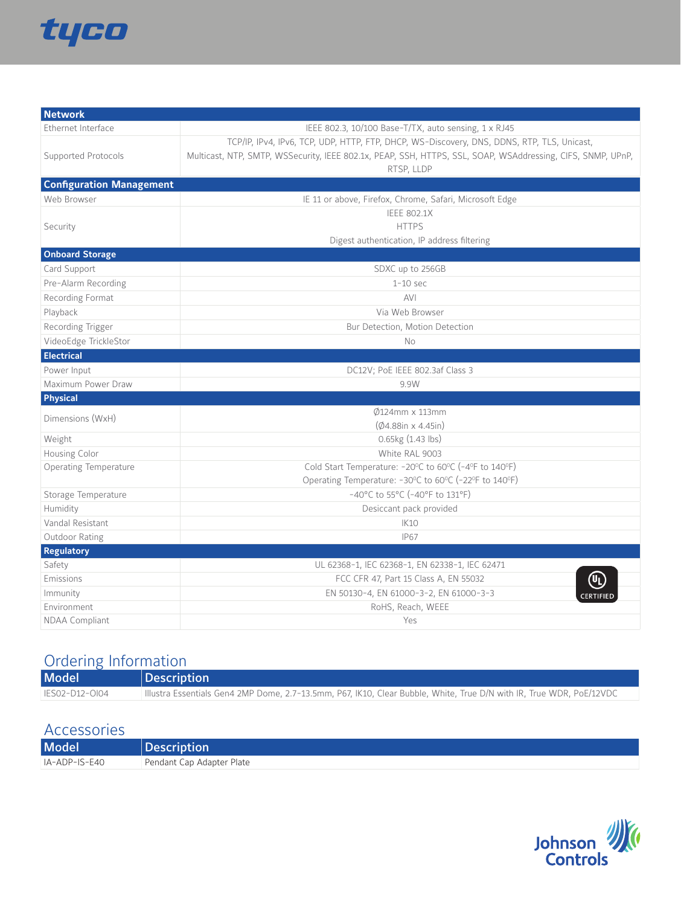| Network | |
|---|---|
| Ethernet Interface | IEEE 802.3, 10/100 Base-T/TX, auto sensing, 1 x RJ45 |
| Supported Protocols | TCP/IP, IPv4, IPv6, TCP, UDP, HTTP, FTP, DHCP, WS-Discovery, DNS, DDNS, RTP, TLS, Unicast, Multicast, NTP, SMTP, WSSecurity, IEEE 802.1x, PEAP, SSH, HTTPS, SSL, SOAP, WSAddressing, CIFS, SNMP, UPnP, RTSP, LLDP |
| **Configuration Management** | |
| Web Browser | IE 11 or above, Firefox, Chrome, Safari, Microsoft Edge |
| Security | IEEE 802.1X<br>HTTPS<br>Digest authentication, IP address filtering |
| **Onboard Storage** | |
| Card Support | SDXC up to 256GB |
| Pre-Alarm Recording | 1-10 sec |
| Recording Format | AVI |
| Playback | Via Web Browser |
| Recording Trigger | Bur Detection, Motion Detection |
| VideoEdge TrickleStor | No |
| **Electrical** | |
| Power Input | DC12V; PoE IEEE 802.3af Class 3 |
| Maximum Power Draw | 9.9W |
| **Physical** | |
| Dimensions (WxH) | Ø124mm x 113mm<br>(Ø4.88in x 4.45in) |
| Weight | 0.65kg (1.43 lbs) |
| Housing Color | White RAL 9003 |
| Operating Temperature | Cold Start Temperature: -20ºC to 60ºC (-4ºF to 140ºF)<br>Operating Temperature: -30ºC to 60ºC (-22ºF to 140ºF) |
| Storage Temperature | -40°C to 55°C (-40°F to 131°F) |
| Humidity | Desiccant pack provided |
| Vandal Resistant | IK10 |
| Outdoor Rating | IP67 |
| **Regulatory** | |
| Safety | UL 62368-1, IEC 62368-1, EN 62338-1, IEC 62471 |
| Emissions | FCC CFR 47, Part 15 Class A, EN 55032 |
| Immunity | EN 50130-4, EN 61000-3-2, EN 61000-3-3 |
| Environment | RoHS, Reach, WEEE |
| NDAA Compliant | Yes |

## Ordering Information

| Model | Description |
|---|---|
| IES02-D12-OI04 | Illustra Essentials Gen4 2MP Dome, 2.7-13.5mm, P67, IK10, Clear Bubble, White, True D/N with IR, True WDR, PoE/12VDC |

## Accessories

| Model | Description |
|---|---|
| IA-ADP-IS-E40 | Pendant Cap Adapter Plate |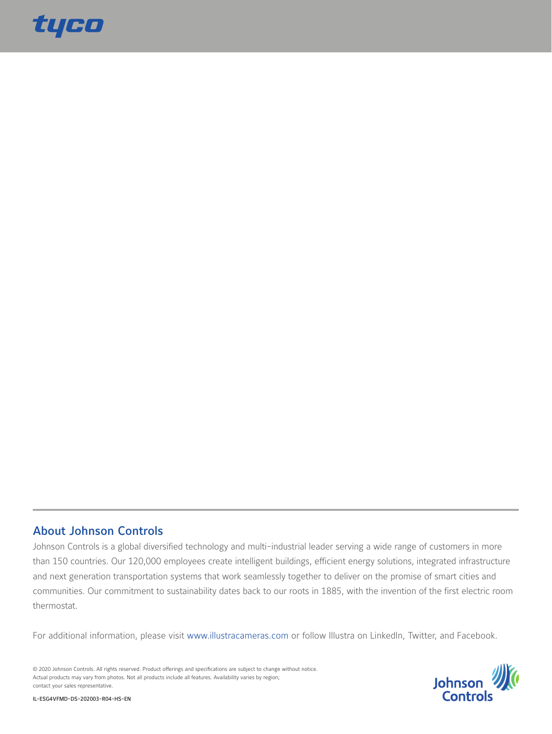## About Johnson Controls

Johnson Controls is a global diversified technology and multi-industrial leader serving a wide range of customers in more than 150 countries. Our 120,000 employees create intelligent buildings, efficient energy solutions, integrated infrastructure and next generation transportation systems that work seamlessly together to deliver on the promise of smart cities and communities. Our commitment to sustainability dates back to our roots in 1885, with the invention of the first electric room thermostat.

For additional information, please visit www.illustracameras.com or follow Illustra on LinkedIn, Twitter, and Facebook.

© 2020 Johnson Controls. All rights reserved. Product offerings and specifications are subject to change without notice. Actual products may vary from photos. Not all products include all features. Availability varies by region; contact your sales representative.

IL-ESG4VFMD-DS-202003-R04-HS-EN